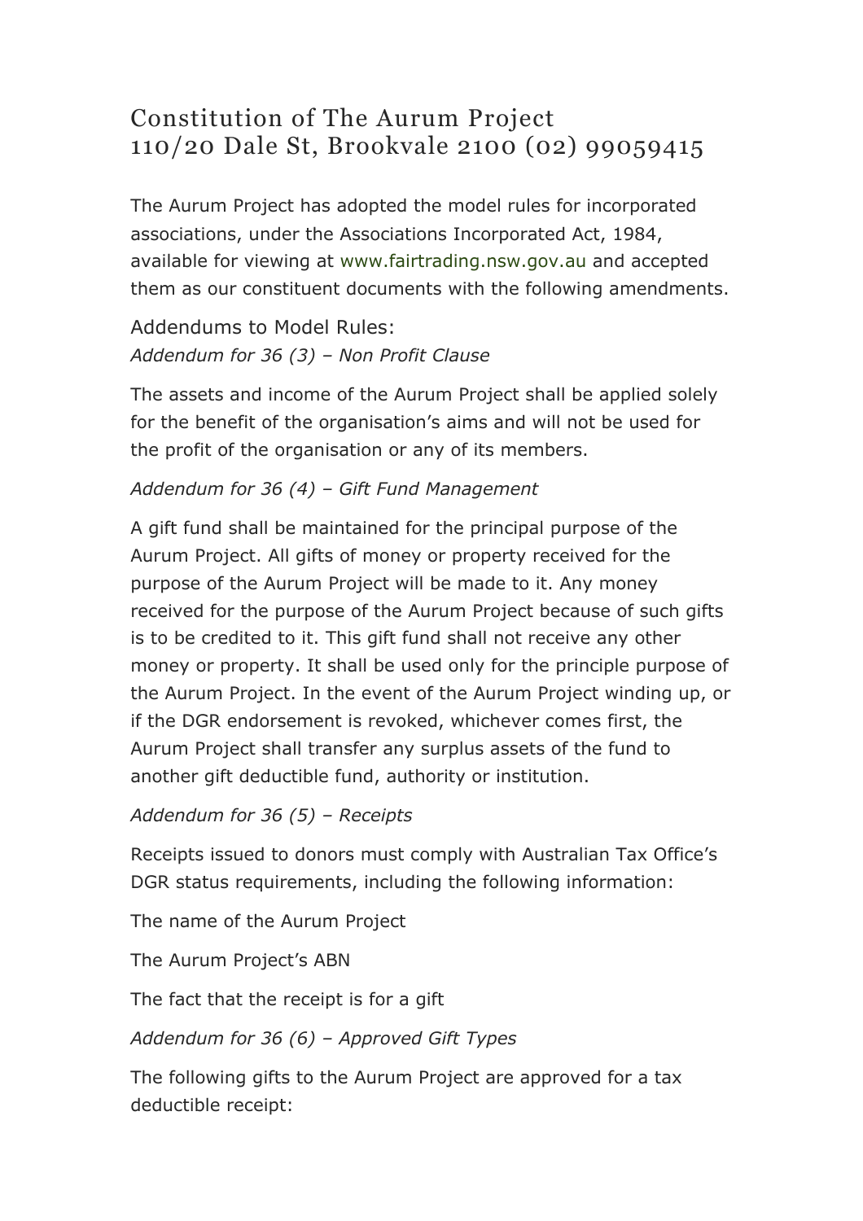# Constitution of The Aurum Project
# 110/20 Dale St, Brookvale 2100 (02) 99059415

The Aurum Project has adopted the model rules for incorporated associations, under the Associations Incorporated Act, 1984, available for viewing at www.fairtrading.nsw.gov.au and accepted them as our constituent documents with the following amendments.

## Addendums to Model Rules:

*Addendum for 36 (3) – Non Profit Clause*

The assets and income of the Aurum Project shall be applied solely for the benefit of the organisation's aims and will not be used for the profit of the organisation or any of its members.

*Addendum for 36 (4) – Gift Fund Management*

A gift fund shall be maintained for the principal purpose of the Aurum Project. All gifts of money or property received for the purpose of the Aurum Project will be made to it. Any money received for the purpose of the Aurum Project because of such gifts is to be credited to it. This gift fund shall not receive any other money or property. It shall be used only for the principle purpose of the Aurum Project. In the event of the Aurum Project winding up, or if the DGR endorsement is revoked, whichever comes first, the Aurum Project shall transfer any surplus assets of the fund to another gift deductible fund, authority or institution.

*Addendum for 36 (5) – Receipts*

Receipts issued to donors must comply with Australian Tax Office's DGR status requirements, including the following information:

The name of the Aurum Project

The Aurum Project's ABN

The fact that the receipt is for a gift

*Addendum for 36 (6) – Approved Gift Types*

The following gifts to the Aurum Project are approved for a tax deductible receipt: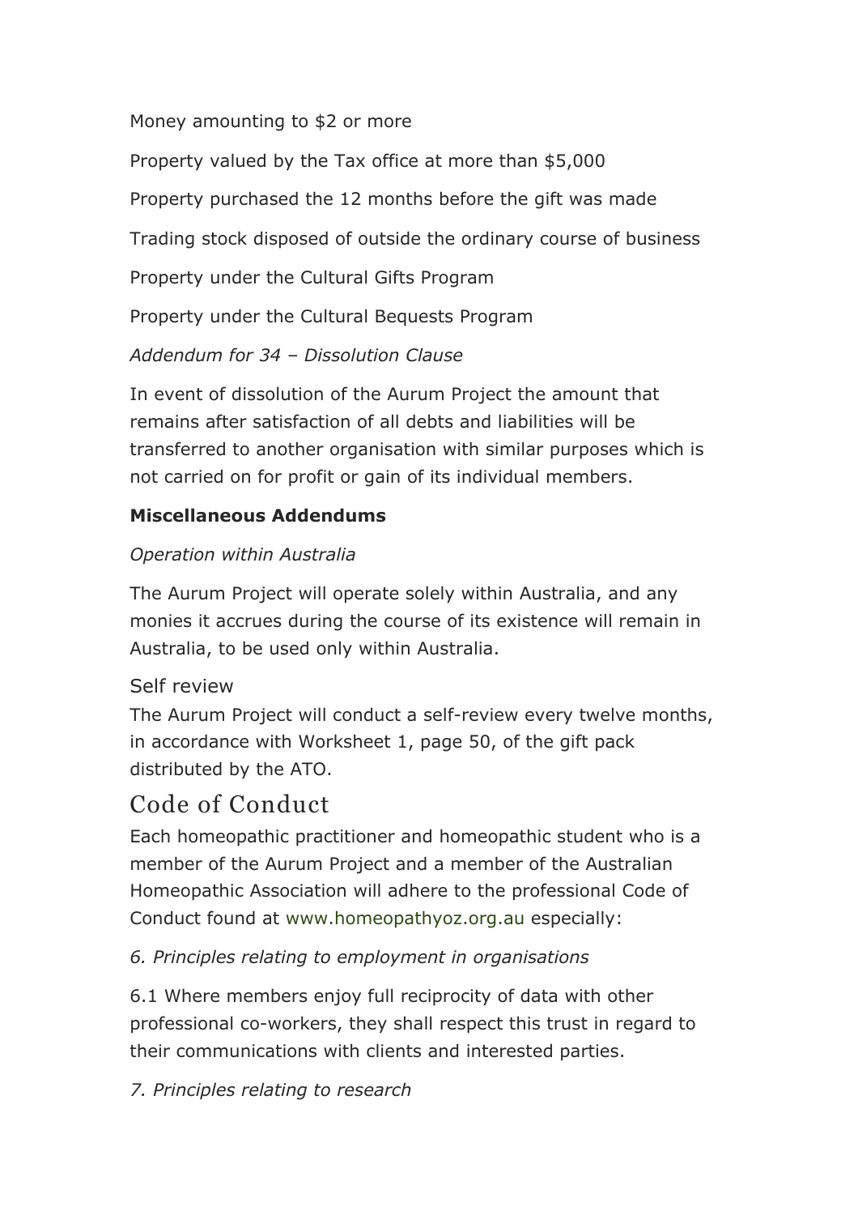Money amounting to $2 or more

Property valued by the Tax office at more than $5,000

Property purchased the 12 months before the gift was made

Trading stock disposed of outside the ordinary course of business

Property under the Cultural Gifts Program

Property under the Cultural Bequests Program

*Addendum for 34 – Dissolution Clause*

In event of dissolution of the Aurum Project the amount that remains after satisfaction of all debts and liabilities will be transferred to another organisation with similar purposes which is not carried on for profit or gain of its individual members.

**Miscellaneous Addendums**

*Operation within Australia*

The Aurum Project will operate solely within Australia, and any monies it accrues during the course of its existence will remain in Australia, to be used only within Australia.

Self review

The Aurum Project will conduct a self-review every twelve months, in accordance with Worksheet 1, page 50, of the gift pack distributed by the ATO.

## Code of Conduct

Each homeopathic practitioner and homeopathic student who is a member of the Aurum Project and a member of the Australian Homeopathic Association will adhere to the professional Code of Conduct found at www.homeopathyoz.org.au especially:

*6. Principles relating to employment in organisations*

6.1 Where members enjoy full reciprocity of data with other professional co-workers, they shall respect this trust in regard to their communications with clients and interested parties.

*7. Principles relating to research*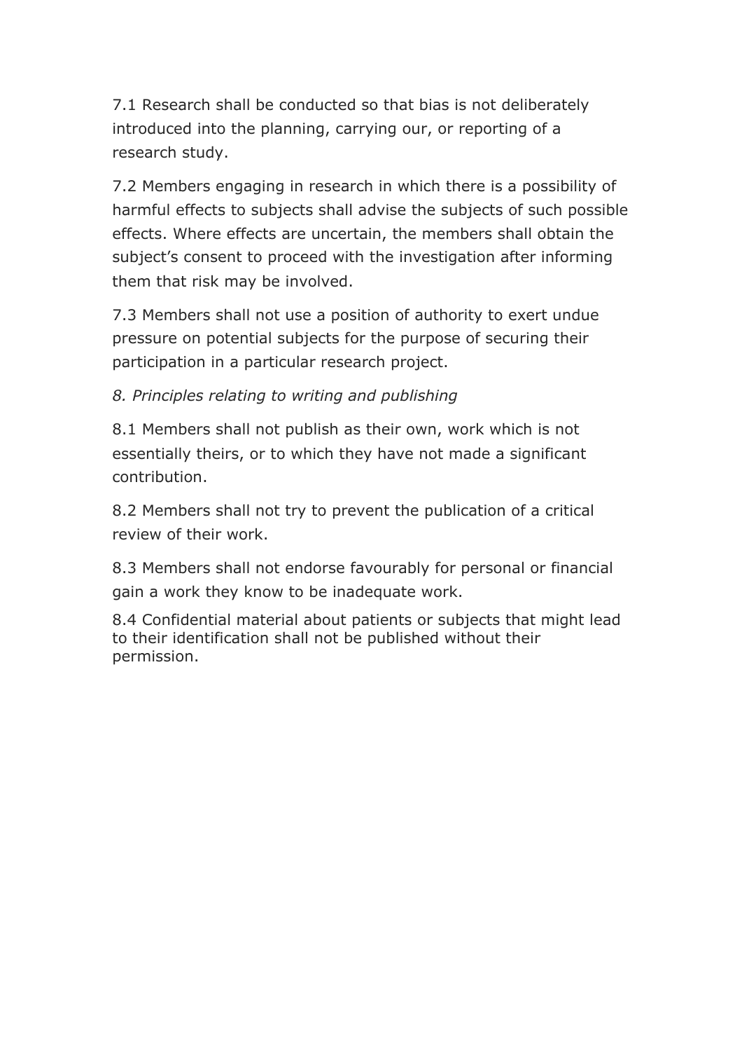7.1 Research shall be conducted so that bias is not deliberately introduced into the planning, carrying our, or reporting of a research study.

7.2 Members engaging in research in which there is a possibility of harmful effects to subjects shall advise the subjects of such possible effects. Where effects are uncertain, the members shall obtain the subject's consent to proceed with the investigation after informing them that risk may be involved.

7.3 Members shall not use a position of authority to exert undue pressure on potential subjects for the purpose of securing their participation in a particular research project.

*8. Principles relating to writing and publishing*

8.1 Members shall not publish as their own, work which is not essentially theirs, or to which they have not made a significant contribution.

8.2 Members shall not try to prevent the publication of a critical review of their work.

8.3 Members shall not endorse favourably for personal or financial gain a work they know to be inadequate work.

8.4 Confidential material about patients or subjects that might lead to their identification shall not be published without their permission.